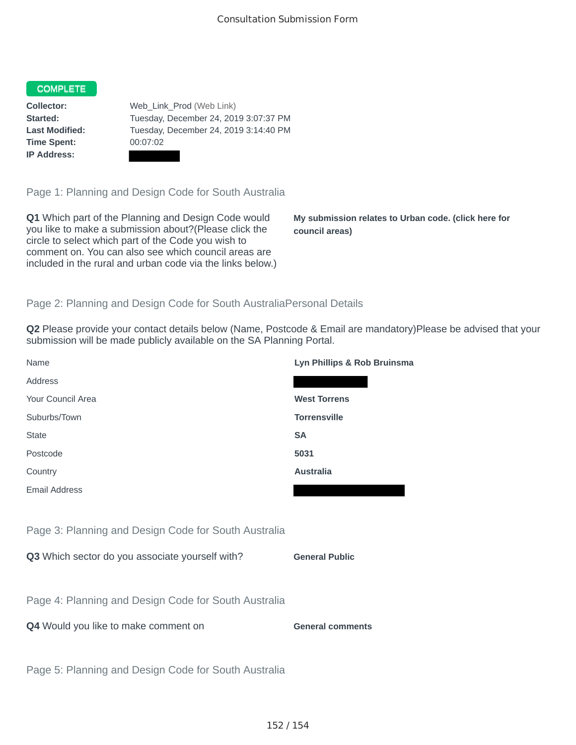Consultation Submission Form

**COMPLETE**

**Collector:** Web_Link_Prod (Web Link)
**Started:** Tuesday, December 24, 2019 3:07:37 PM
**Last Modified:** Tuesday, December 24, 2019 3:14:40 PM
**Time Spent:** 00:07:02
**IP Address:** 

## Page 1: Planning and Design Code for South Australia

**Q1** Which part of the Planning and Design Code would you like to make a submission about?(Please click the circle to select which part of the Code you wish to comment on. You can also see which council areas are included in the rural and urban code via the links below.)

**My submission relates to Urban code. (click here for council areas)**

## Page 2: Planning and Design Code for South AustraliaPersonal Details

**Q2** Please provide your contact details below (Name, Postcode & Email are mandatory)Please be advised that your submission will be made publicly available on the SA Planning Portal.

| | |
|---|---|
| Name | **Lyn Phillips & Rob Bruinsma** |
| Address | |
| Your Council Area | **West Torrens** |
| Suburbs/Town | **Torrensville** |
| State | **SA** |
| Postcode | **5031** |
| Country | **Australia** |
| Email Address | |

## Page 3: Planning and Design Code for South Australia

**Q3** Which sector do you associate yourself with?

**General Public**

## Page 4: Planning and Design Code for South Australia

**Q4** Would you like to make comment on

**General comments**

## Page 5: Planning and Design Code for South Australia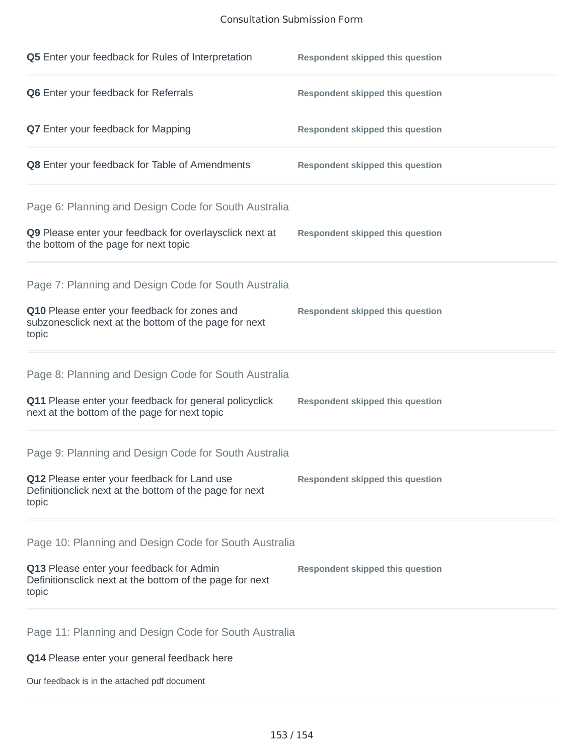**Q5** Enter your feedback for Rules of Interpretation — **Respondent skipped this question**

**Q6** Enter your feedback for Referrals — **Respondent skipped this question**

**Q7** Enter your feedback for Mapping — **Respondent skipped this question**

**Q8** Enter your feedback for Table of Amendments — **Respondent skipped this question**

## Page 6: Planning and Design Code for South Australia

**Q9** Please enter your feedback for overlaysclick next at the bottom of the page for next topic — **Respondent skipped this question**

## Page 7: Planning and Design Code for South Australia

**Q10** Please enter your feedback for zones and subzonesclick next at the bottom of the page for next topic — **Respondent skipped this question**

## Page 8: Planning and Design Code for South Australia

**Q11** Please enter your feedback for general policyclick next at the bottom of the page for next topic — **Respondent skipped this question**

## Page 9: Planning and Design Code for South Australia

**Q12** Please enter your feedback for Land use Definitionclick next at the bottom of the page for next topic — **Respondent skipped this question**

## Page 10: Planning and Design Code for South Australia

**Q13** Please enter your feedback for Admin Definitionsclick next at the bottom of the page for next topic — **Respondent skipped this question**

## Page 11: Planning and Design Code for South Australia

**Q14** Please enter your general feedback here

Our feedback is in the attached pdf document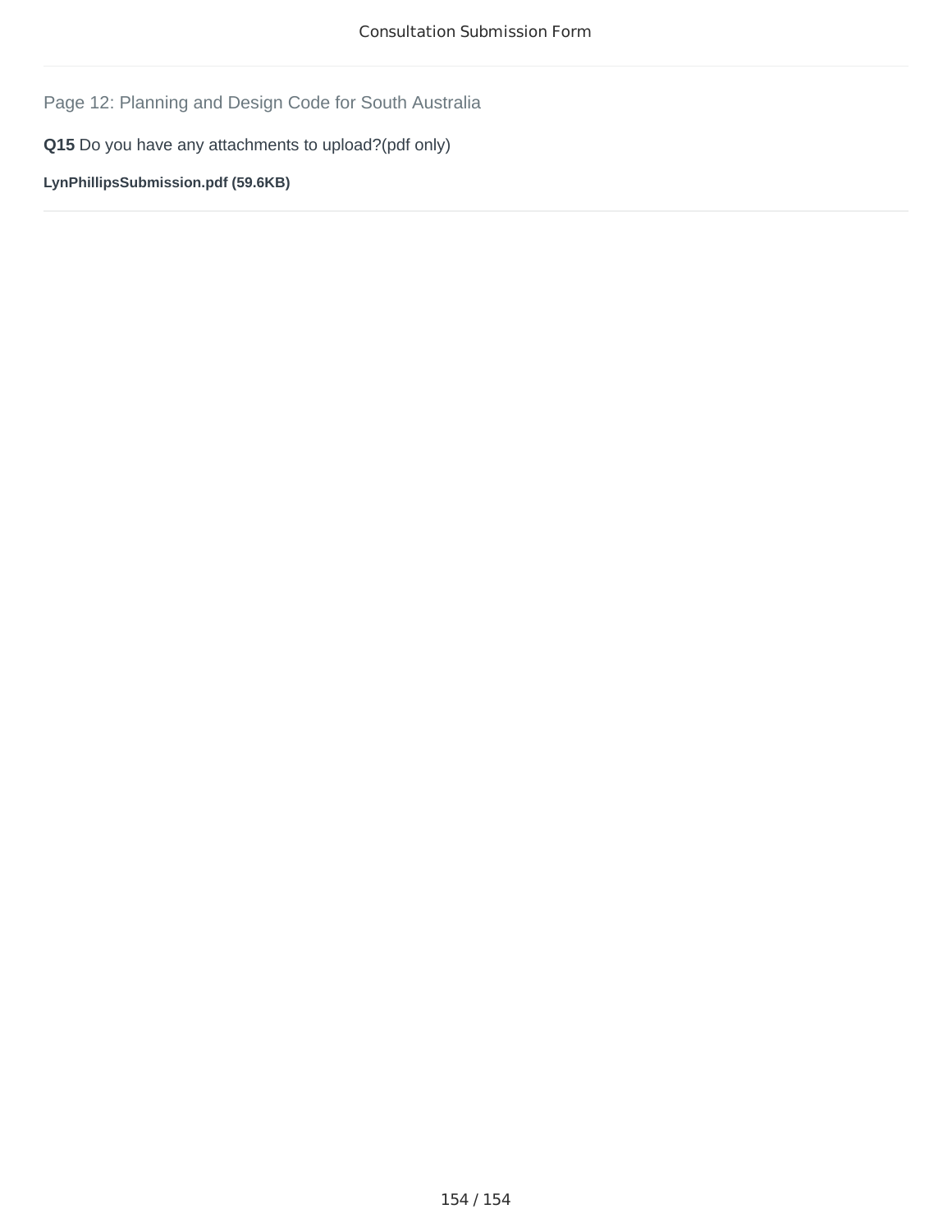Page 12: Planning and Design Code for South Australia

**Q15** Do you have any attachments to upload?(pdf only)

**LynPhillipsSubmission.pdf (59.6KB)**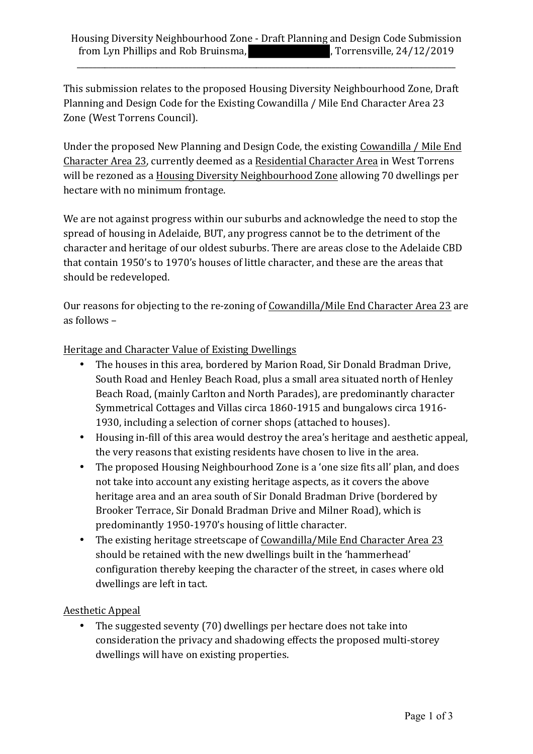Housing Diversity Neighbourhood Zone - Draft Planning and Design Code Submission from Lyn Phillips and Rob Bruinsma, ████████, Torrensville, 24/12/2019

---

This submission relates to the proposed Housing Diversity Neighbourhood Zone, Draft Planning and Design Code for the Existing Cowandilla / Mile End Character Area 23 Zone (West Torrens Council).

Under the proposed New Planning and Design Code, the existing <u>Cowandilla / Mile End Character Area 23</u>, currently deemed as a <u>Residential Character Area</u> in West Torrens will be rezoned as a <u>Housing Diversity Neighbourhood Zone</u> allowing 70 dwellings per hectare with no minimum frontage.

We are not against progress within our suburbs and acknowledge the need to stop the spread of housing in Adelaide, BUT, any progress cannot be to the detriment of the character and heritage of our oldest suburbs. There are areas close to the Adelaide CBD that contain 1950's to 1970's houses of little character, and these are the areas that should be redeveloped.

Our reasons for objecting to the re-zoning of <u>Cowandilla/Mile End Character Area 23</u> are as follows –

<u>Heritage and Character Value of Existing Dwellings</u>

- The houses in this area, bordered by Marion Road, Sir Donald Bradman Drive, South Road and Henley Beach Road, plus a small area situated north of Henley Beach Road, (mainly Carlton and North Parades), are predominantly character Symmetrical Cottages and Villas circa 1860-1915 and bungalows circa 1916-1930, including a selection of corner shops (attached to houses).
- Housing in-fill of this area would destroy the area's heritage and aesthetic appeal, the very reasons that existing residents have chosen to live in the area.
- The proposed Housing Neighbourhood Zone is a 'one size fits all' plan, and does not take into account any existing heritage aspects, as it covers the above heritage area and an area south of Sir Donald Bradman Drive (bordered by Brooker Terrace, Sir Donald Bradman Drive and Milner Road), which is predominantly 1950-1970's housing of little character.
- The existing heritage streetscape of <u>Cowandilla/Mile End Character Area 23</u> should be retained with the new dwellings built in the 'hammerhead' configuration thereby keeping the character of the street, in cases where old dwellings are left in tact.

<u>Aesthetic Appeal</u>

- The suggested seventy (70) dwellings per hectare does not take into consideration the privacy and shadowing effects the proposed multi-storey dwellings will have on existing properties.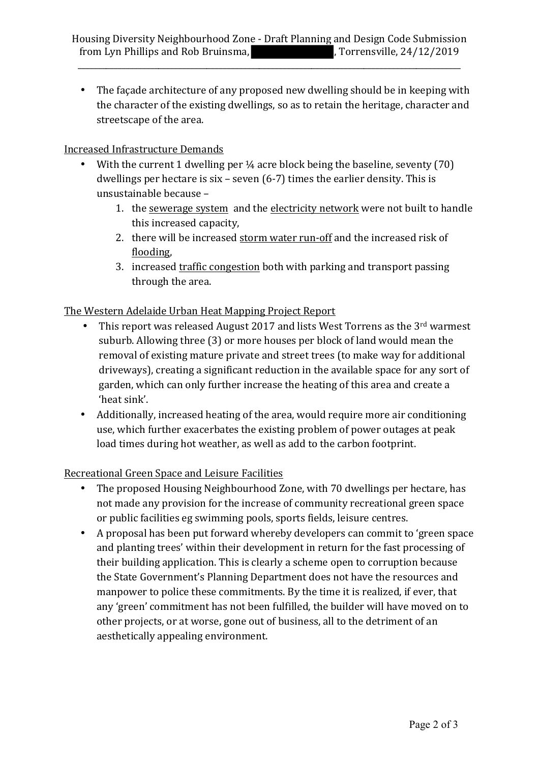- The façade architecture of any proposed new dwelling should be in keeping with the character of the existing dwellings, so as to retain the heritage, character and streetscape of the area.

<u>Increased Infrastructure Demands</u>

- With the current 1 dwelling per ¼ acre block being the baseline, seventy (70) dwellings per hectare is six – seven (6-7) times the earlier density. This is unsustainable because –
    1. the <u>sewerage system</u> and the <u>electricity network</u> were not built to handle this increased capacity,
    2. there will be increased <u>storm water run-off</u> and the increased risk of <u>flooding</u>,
    3. increased <u>traffic congestion</u> both with parking and transport passing through the area.

<u>The Western Adelaide Urban Heat Mapping Project Report</u>

- This report was released August 2017 and lists West Torrens as the 3rd warmest suburb. Allowing three (3) or more houses per block of land would mean the removal of existing mature private and street trees (to make way for additional driveways), creating a significant reduction in the available space for any sort of garden, which can only further increase the heating of this area and create a 'heat sink'.
- Additionally, increased heating of the area, would require more air conditioning use, which further exacerbates the existing problem of power outages at peak load times during hot weather, as well as add to the carbon footprint.

<u>Recreational Green Space and Leisure Facilities</u>

- The proposed Housing Neighbourhood Zone, with 70 dwellings per hectare, has not made any provision for the increase of community recreational green space or public facilities eg swimming pools, sports fields, leisure centres.
- A proposal has been put forward whereby developers can commit to 'green space and planting trees' within their development in return for the fast processing of their building application. This is clearly a scheme open to corruption because the State Government's Planning Department does not have the resources and manpower to police these commitments. By the time it is realized, if ever, that any 'green' commitment has not been fulfilled, the builder will have moved on to other projects, or at worse, gone out of business, all to the detriment of an aesthetically appealing environment.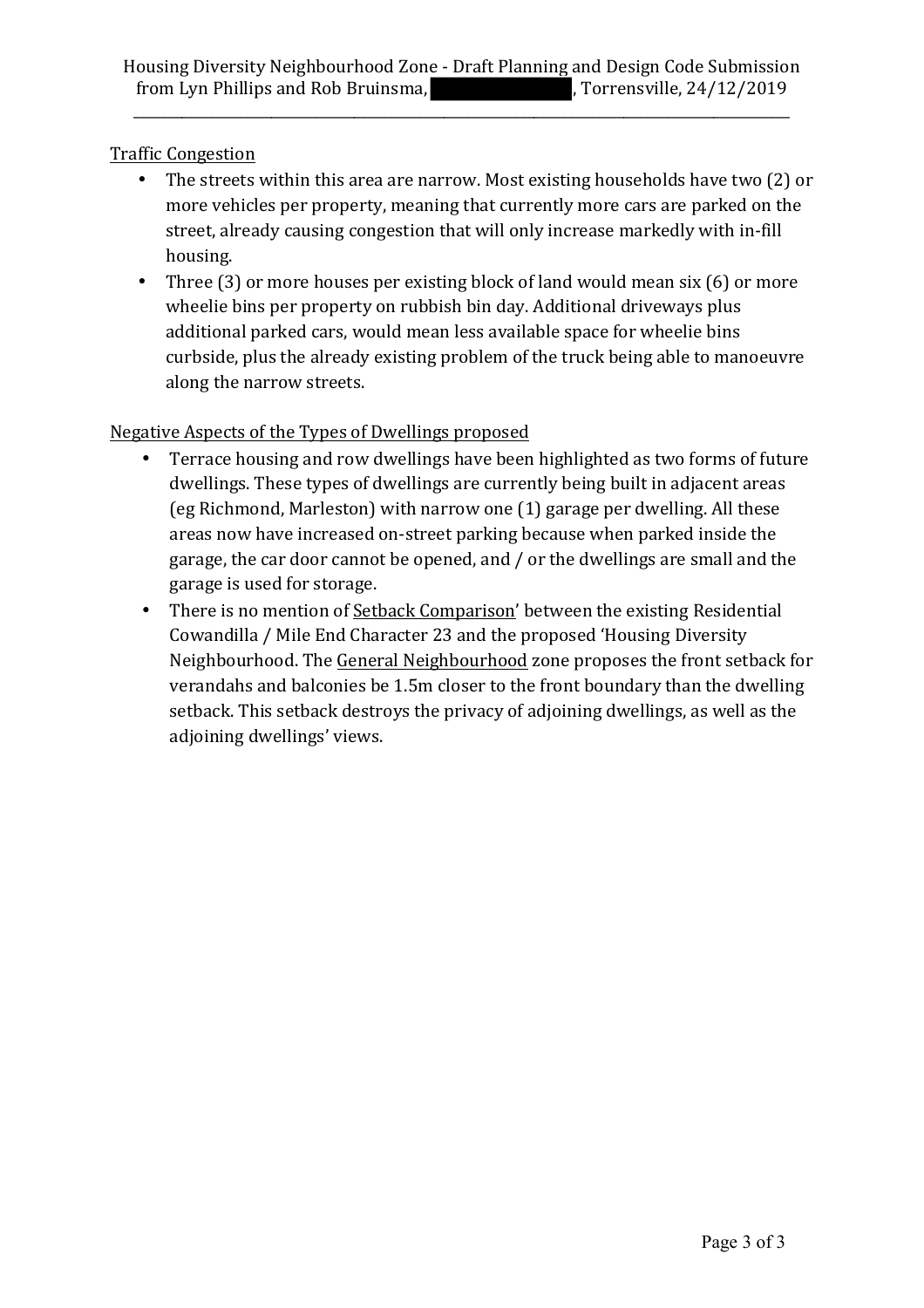<u>Traffic Congestion</u>

- The streets within this area are narrow. Most existing households have two (2) or more vehicles per property, meaning that currently more cars are parked on the street, already causing congestion that will only increase markedly with in-fill housing.
- Three (3) or more houses per existing block of land would mean six (6) or more wheelie bins per property on rubbish bin day. Additional driveways plus additional parked cars, would mean less available space for wheelie bins curbside, plus the already existing problem of the truck being able to manoeuvre along the narrow streets.

<u>Negative Aspects of the Types of Dwellings proposed</u>

- Terrace housing and row dwellings have been highlighted as two forms of future dwellings. These types of dwellings are currently being built in adjacent areas (eg Richmond, Marleston) with narrow one (1) garage per dwelling. All these areas now have increased on-street parking because when parked inside the garage, the car door cannot be opened, and / or the dwellings are small and the garage is used for storage.
- There is no mention of <u>Setback Comparison</u>' between the existing Residential Cowandilla / Mile End Character 23 and the proposed 'Housing Diversity Neighbourhood. The <u>General Neighbourhood</u> zone proposes the front setback for verandahs and balconies be 1.5m closer to the front boundary than the dwelling setback. This setback destroys the privacy of adjoining dwellings, as well as the adjoining dwellings' views.